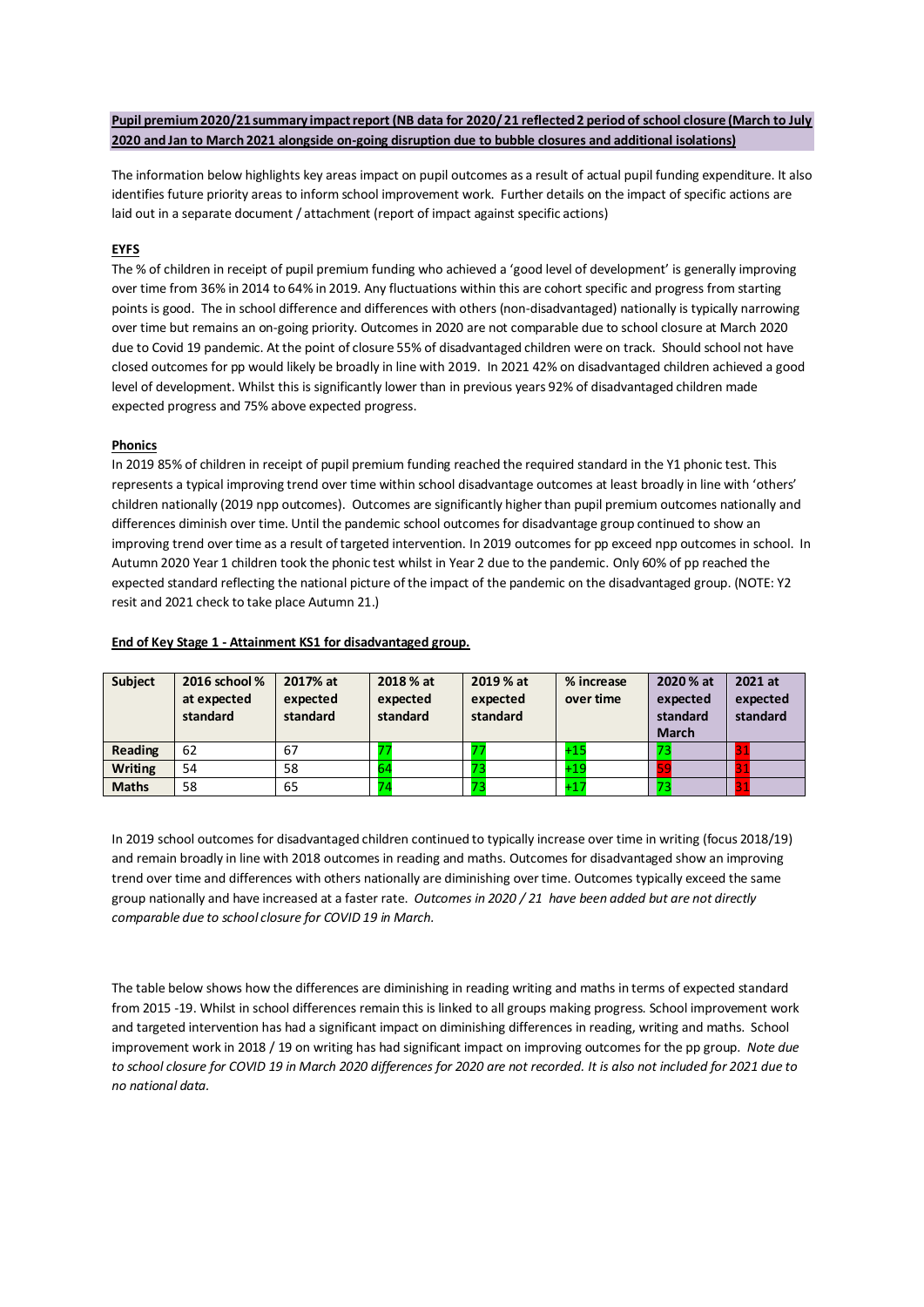**Pupil premium 2020/21 summary impact report (NB data for 2020/21 reflected 2 period of school closure (March to July 2020 and Jan to March 2021 alongside on-going disruption due to bubble closures and additional isolations)**

The information below highlights key areas impact on pupil outcomes as a result of actual pupil funding expenditure. It also identifies future priority areas to inform school improvement work. Further details on the impact of specific actions are laid out in a separate document / attachment (report of impact against specific actions)

**EYFS**

The % of children in receipt of pupil premium funding who achieved a 'good level of development' is generally improving over time from 36% in 2014 to 64% in 2019. Any fluctuations within this are cohort specific and progress from starting points is good. The in school difference and differences with others (non-disadvantaged) nationally is typically narrowing over time but remains an on-going priority. Outcomes in 2020 are not comparable due to school closure at March 2020 due to Covid 19 pandemic. At the point of closure 55% of disadvantaged children were on track. Should school not have closed outcomes for pp would likely be broadly in line with 2019. In 2021 42% on disadvantaged children achieved a good level of development. Whilst this is significantly lower than in previous years 92% of disadvantaged children made expected progress and 75% above expected progress.

**Phonics**

In 2019 85% of children in receipt of pupil premium funding reached the required standard in the Y1 phonic test. This represents a typical improving trend over time within school disadvantage outcomes at least broadly in line with 'others' children nationally (2019 npp outcomes). Outcomes are significantly higher than pupil premium outcomes nationally and differences diminish over time. Until the pandemic school outcomes for disadvantage group continued to show an improving trend over time as a result of targeted intervention. In 2019 outcomes for pp exceed npp outcomes in school. In Autumn 2020 Year 1 children took the phonic test whilst in Year 2 due to the pandemic. Only 60% of pp reached the expected standard reflecting the national picture of the impact of the pandemic on the disadvantaged group. (NOTE: Y2 resit and 2021 check to take place Autumn 21.)

**End of Key Stage 1 - Attainment KS1 for disadvantaged group.**

| Subject | 2016 school % at expected standard | 2017% at expected standard | 2018 % at expected standard | 2019 % at expected standard | % increase over time | 2020 % at expected standard March | 2021 at expected standard |
|---|---|---|---|---|---|---|---|
| **Reading** | 62 | 67 | 77 | 77 | +15 | 73 | 31 |
| **Writing** | 54 | 58 | 64 | 73 | +19 | 59 | 31 |
| **Maths** | 58 | 65 | 74 | 73 | +17 | 73 | 31 |

In 2019 school outcomes for disadvantaged children continued to typically increase over time in writing (focus 2018/19) and remain broadly in line with 2018 outcomes in reading and maths. Outcomes for disadvantaged show an improving trend over time and differences with others nationally are diminishing over time. Outcomes typically exceed the same group nationally and have increased at a faster rate. *Outcomes in 2020 / 21 have been added but are not directly comparable due to school closure for COVID 19 in March.*

The table below shows how the differences are diminishing in reading writing and maths in terms of expected standard from 2015 -19. Whilst in school differences remain this is linked to all groups making progress. School improvement work and targeted intervention has had a significant impact on diminishing differences in reading, writing and maths. School improvement work in 2018 / 19 on writing has had significant impact on improving outcomes for the pp group. *Note due to school closure for COVID 19 in March 2020 differences for 2020 are not recorded. It is also not included for 2021 due to no national data.*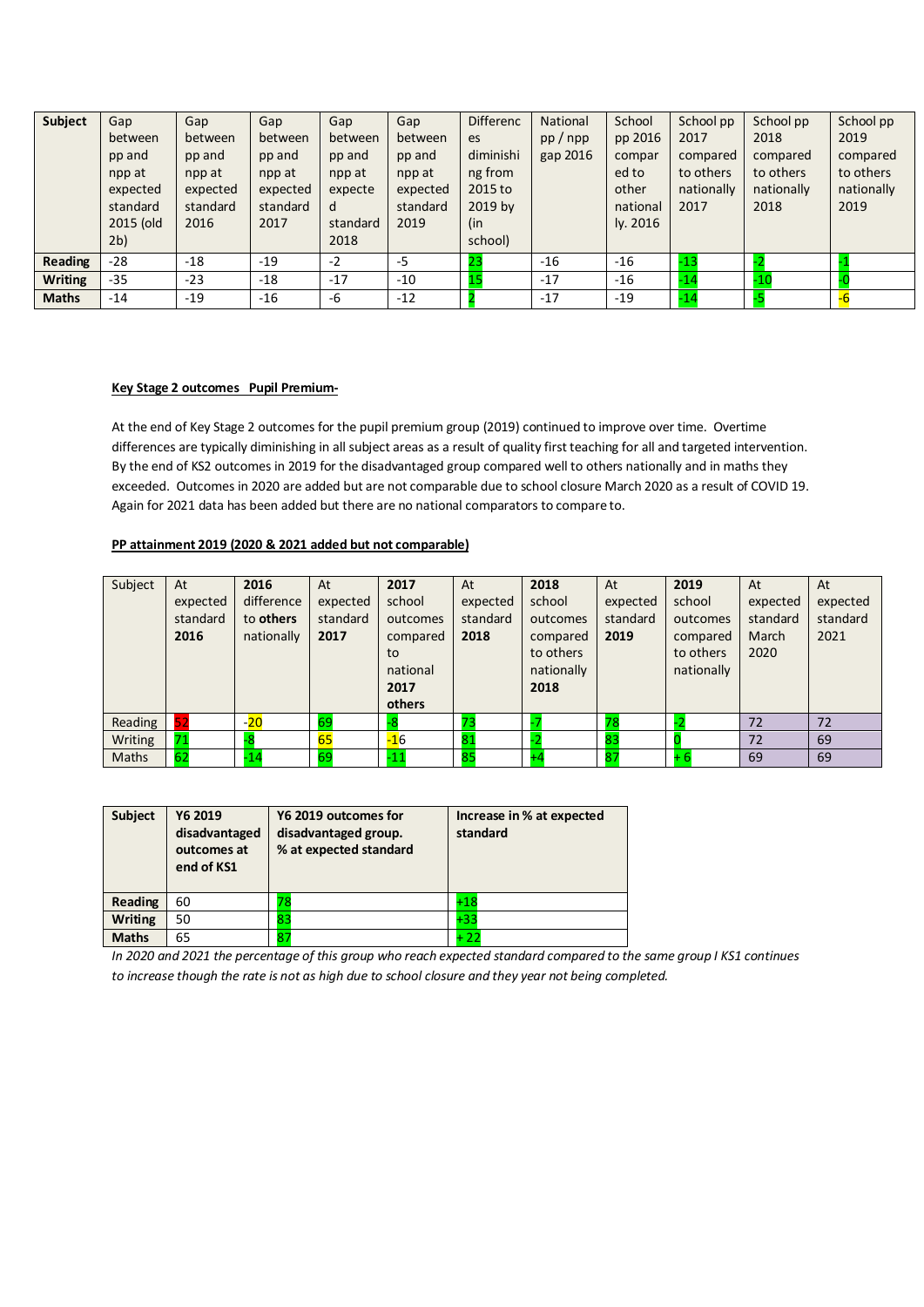| Subject | Gap between pp and npp at expected standard 2015 (old 2b) | Gap between pp and npp at expected standard 2016 | Gap between pp and npp at expected standard 2017 | Gap between pp and npp at expected standard 2018 | Gap between pp and npp at expected standard 2019 | Differences diminishing from 2015 to 2019 by (in school) | National pp / npp gap 2016 | School pp 2016 compared to other nationally. 2016 | School pp 2017 compared to others nationally 2017 | School pp 2018 compared to others nationally 2018 | School pp 2019 compared to others nationally 2019 |
|---|---|---|---|---|---|---|---|---|---|---|---|
| **Reading** | -28 | -18 | -19 | -2 | -5 | 23 | -16 | -16 | -13 | -2 | -1 |
| **Writing** | -35 | -23 | -18 | -17 | -10 | 15 | -17 | -16 | -14 | -10 | -0 |
| **Maths** | -14 | -19 | -16 | -6 | -12 | 2 | -17 | -19 | -14 | -5 | -6 |

**Key Stage 2 outcomes Pupil Premium-**

At the end of Key Stage 2 outcomes for the pupil premium group (2019) continued to improve over time. Overtime differences are typically diminishing in all subject areas as a result of quality first teaching for all and targeted intervention. By the end of KS2 outcomes in 2019 for the disadvantaged group compared well to others nationally and in maths they exceeded. Outcomes in 2020 are added but are not comparable due to school closure March 2020 as a result of COVID 19. Again for 2021 data has been added but there are no national comparators to compare to.

**PP attainment 2019 (2020 & 2021 added but not comparable)**

| Subject | At expected standard **2016** | **2016** difference to **others** nationally | At expected standard **2017** | **2017** school outcomes compared to national **2017 others** | At expected standard **2018** | **2018** school outcomes compared to others nationally **2018** | At expected standard **2019** | **2019** school outcomes compared to others nationally | At expected standard March 2020 | At expected standard 2021 |
|---|---|---|---|---|---|---|---|---|---|---|
| Reading | 52 | -20 | 69 | -8 | 73 | -7 | 78 | -2 | 72 | 72 |
| Writing | 71 | -8 | 65 | -16 | 81 | -2 | 83 | 0 | 72 | 69 |
| Maths | 62 | -14 | 69 | -11 | 85 | +4 | 87 | + 6 | 69 | 69 |

| Subject | Y6 2019 disadvantaged outcomes at end of KS1 | Y6 2019 outcomes for disadvantaged group. % at expected standard | Increase in % at expected standard |
|---|---|---|---|
| **Reading** | 60 | 78 | +18 |
| **Writing** | 50 | 83 | +33 |
| **Maths** | 65 | 87 | + 22 |

*In 2020 and 2021 the percentage of this group who reach expected standard compared to the same group I KS1 continues to increase though the rate is not as high due to school closure and they year not being completed.*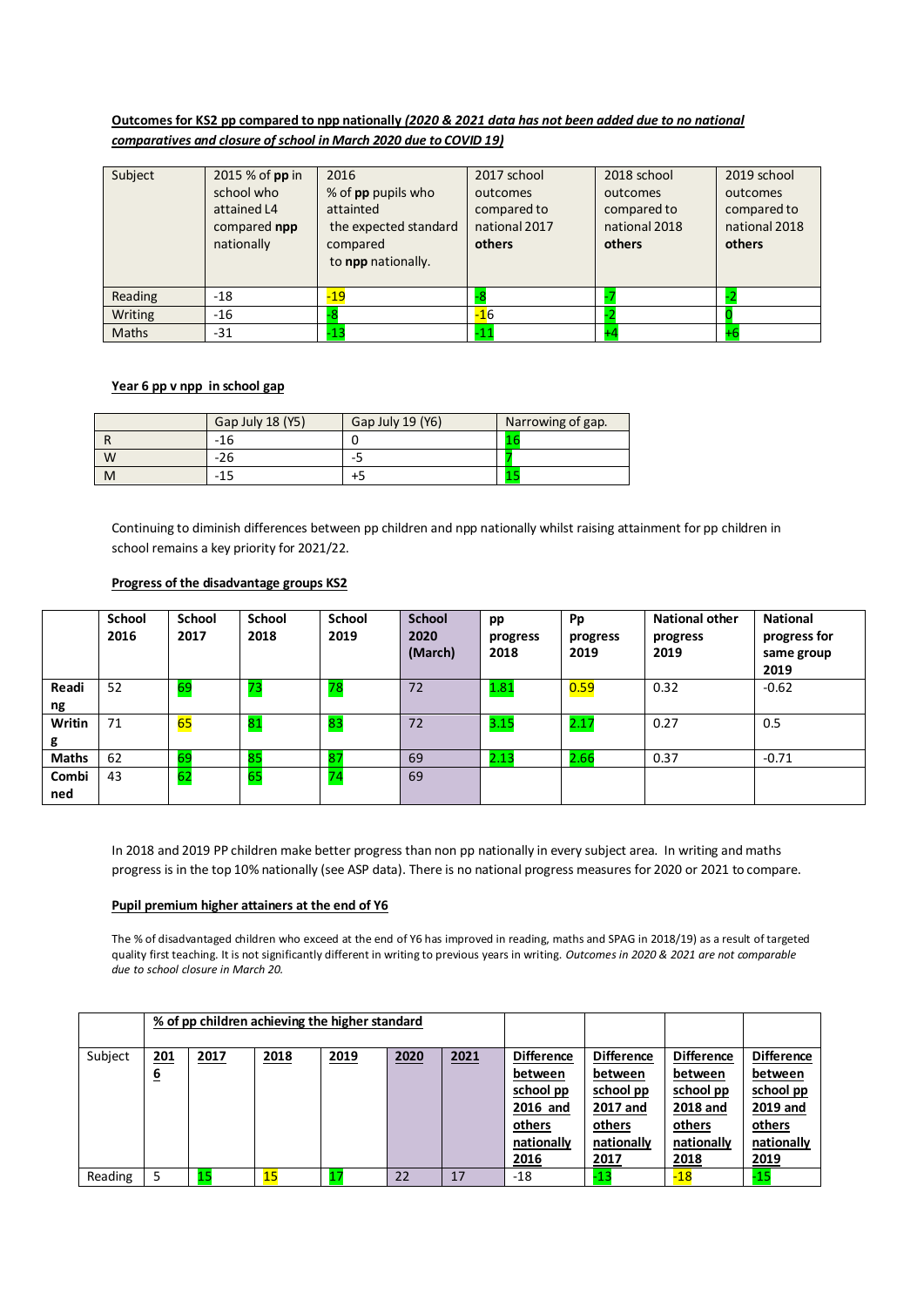**Outcomes for KS2 pp compared to npp nationally *(2020 & 2021 data has not been added due to no national comparatives and closure of school in March 2020 due to COVID 19)***

| Subject | 2015 % of **pp** in school who attained L4 compared **npp** nationally | 2016 % of **pp** pupils who attainted the expected standard compared to **npp** nationally. | 2017 school outcomes compared to national 2017 **others** | 2018 school outcomes compared to national 2018 **others** | 2019 school outcomes compared to national 2018 **others** |
|---|---|---|---|---|---|
| Reading | -18 | -19 | -8 | -7 | -2 |
| Writing | -16 | -8 | -16 | -2 | 0 |
| Maths | -31 | -13 | -11 | +4 | +6 |

**Year 6 pp v npp in school gap**

| | Gap July 18 (Y5) | Gap July 19 (Y6) | Narrowing of gap. |
|---|---|---|---|
| R | -16 | 0 | 16 |
| W | -26 | -5 | 7 |
| M | -15 | +5 | 15 |

Continuing to diminish differences between pp children and npp nationally whilst raising attainment for pp children in school remains a key priority for 2021/22.

**Progress of the disadvantage groups KS2**

| | School 2016 | School 2017 | School 2018 | School 2019 | School 2020 (March) | pp progress 2018 | Pp progress 2019 | National other progress 2019 | National progress for same group 2019 |
|---|---|---|---|---|---|---|---|---|---|
| Reading | 52 | 69 | 73 | 78 | 72 | 1.81 | 0.59 | 0.32 | -0.62 |
| Writing | 71 | 65 | 81 | 83 | 72 | 3.15 | 2.17 | 0.27 | 0.5 |
| Maths | 62 | 69 | 85 | 87 | 69 | 2.13 | 2.66 | 0.37 | -0.71 |
| Combined | 43 | 62 | 65 | 74 | 69 | | | | |

In 2018 and 2019 PP children make better progress than non pp nationally in every subject area. In writing and maths progress is in the top 10% nationally (see ASP data). There is no national progress measures for 2020 or 2021 to compare.

**Pupil premium higher attainers at the end of Y6**

The % of disadvantaged children who exceed at the end of Y6 has improved in reading, maths and SPAG in 2018/19) as a result of targeted quality first teaching. It is not significantly different in writing to previous years in writing. *Outcomes in 2020 & 2021 are not comparable due to school closure in March 20.*

| | **% of pp children achieving the higher standard** | | | | | | | | | |
|---|---|---|---|---|---|---|---|---|---|---|
| Subject | **2016** | **2017** | **2018** | **2019** | **2020** | **2021** | **Difference between school pp 2016 and others nationally 2016** | **Difference between school pp 2017 and others nationally 2017** | **Difference between school pp 2018 and others nationally 2018** | **Difference between school pp 2019 and others nationally 2019** |
| Reading | 5 | 15 | 15 | 17 | 22 | 17 | -18 | -13 | -18 | -15 |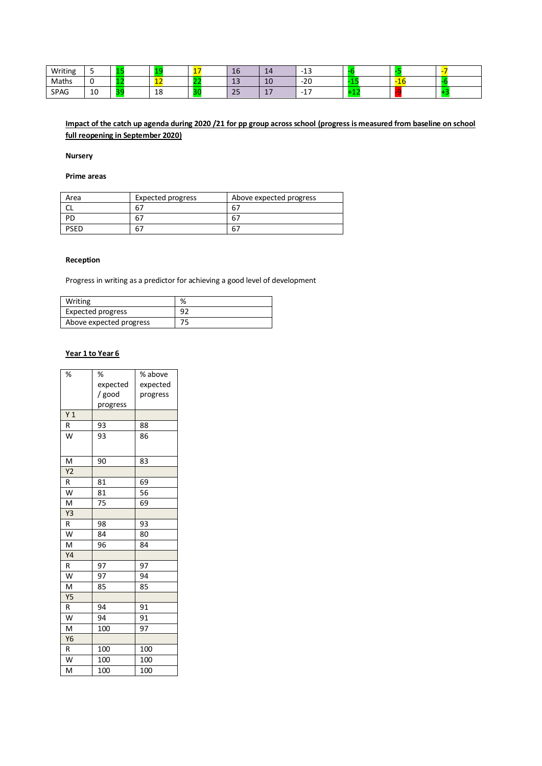| Writing | 5 | 15 | 19 | 17 | 16 | 14 | -13 | -6 | -5 | -7 |
|---|---|---|---|---|---|---|---|---|---|---|
| Maths | 0 | 12 | 12 | 22 | 13 | 10 | -20 | -15 | -16 | -6 |
| SPAG | 10 | 39 | 18 | 30 | 25 | 17 | -17 | +12 | -9 | +3 |

**Impact of the catch up agenda during 2020 /21 for pp group across school (progress is measured from baseline on school full reopening in September 2020)**

**Nursery**

**Prime areas**

| Area | Expected progress | Above expected progress |
|---|---|---|
| CL | 67 | 67 |
| PD | 67 | 67 |
| PSED | 67 | 67 |

**Reception**

Progress in writing as a predictor for achieving a good level of development

| Writing | % |
|---|---|
| Expected progress | 92 |
| Above expected progress | 75 |

**Year 1 to Year 6**

| % | % expected / good progress | % above expected progress |
|---|---|---|
| Y 1 | | |
| R | 93 | 88 |
| W | 93 | 86 |
| M | 90 | 83 |
| Y2 | | |
| R | 81 | 69 |
| W | 81 | 56 |
| M | 75 | 69 |
| Y3 | | |
| R | 98 | 93 |
| W | 84 | 80 |
| M | 96 | 84 |
| Y4 | | |
| R | 97 | 97 |
| W | 97 | 94 |
| M | 85 | 85 |
| Y5 | | |
| R | 94 | 91 |
| W | 94 | 91 |
| M | 100 | 97 |
| Y6 | | |
| R | 100 | 100 |
| W | 100 | 100 |
| M | 100 | 100 |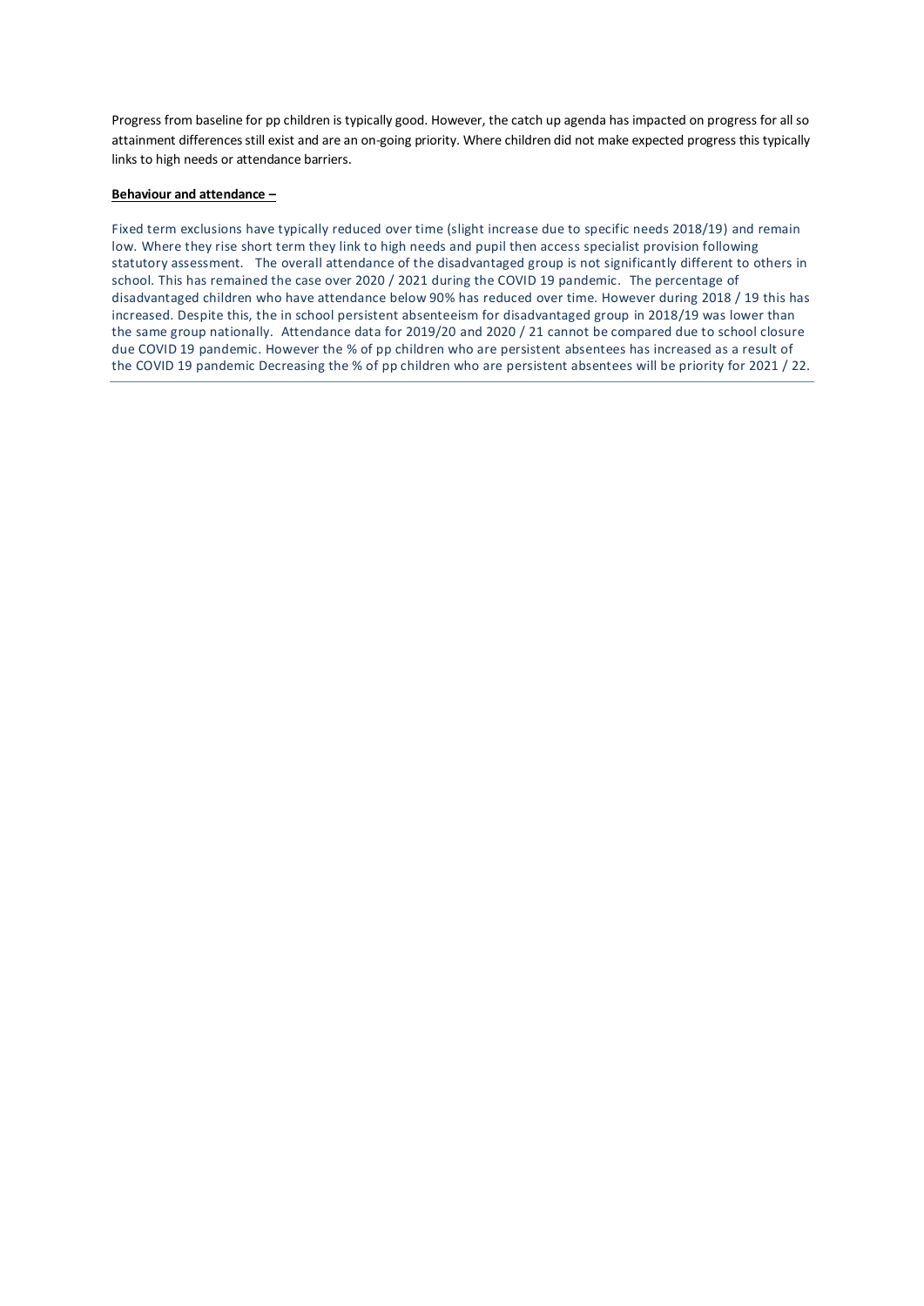Progress from baseline for pp children is typically good. However, the catch up agenda has impacted on progress for all so attainment differences still exist and are an on-going priority. Where children did not make expected progress this typically links to high needs or attendance barriers.

**Behaviour and attendance –**

Fixed term exclusions have typically reduced over time (slight increase due to specific needs 2018/19) and remain low. Where they rise short term they link to high needs and pupil then access specialist provision following statutory assessment. The overall attendance of the disadvantaged group is not significantly different to others in school. This has remained the case over 2020 / 2021 during the COVID 19 pandemic. The percentage of disadvantaged children who have attendance below 90% has reduced over time. However during 2018 / 19 this has increased. Despite this, the in school persistent absenteeism for disadvantaged group in 2018/19 was lower than the same group nationally. Attendance data for 2019/20 and 2020 / 21 cannot be compared due to school closure due COVID 19 pandemic. However the % of pp children who are persistent absentees has increased as a result of the COVID 19 pandemic Decreasing the % of pp children who are persistent absentees will be priority for 2021 / 22.